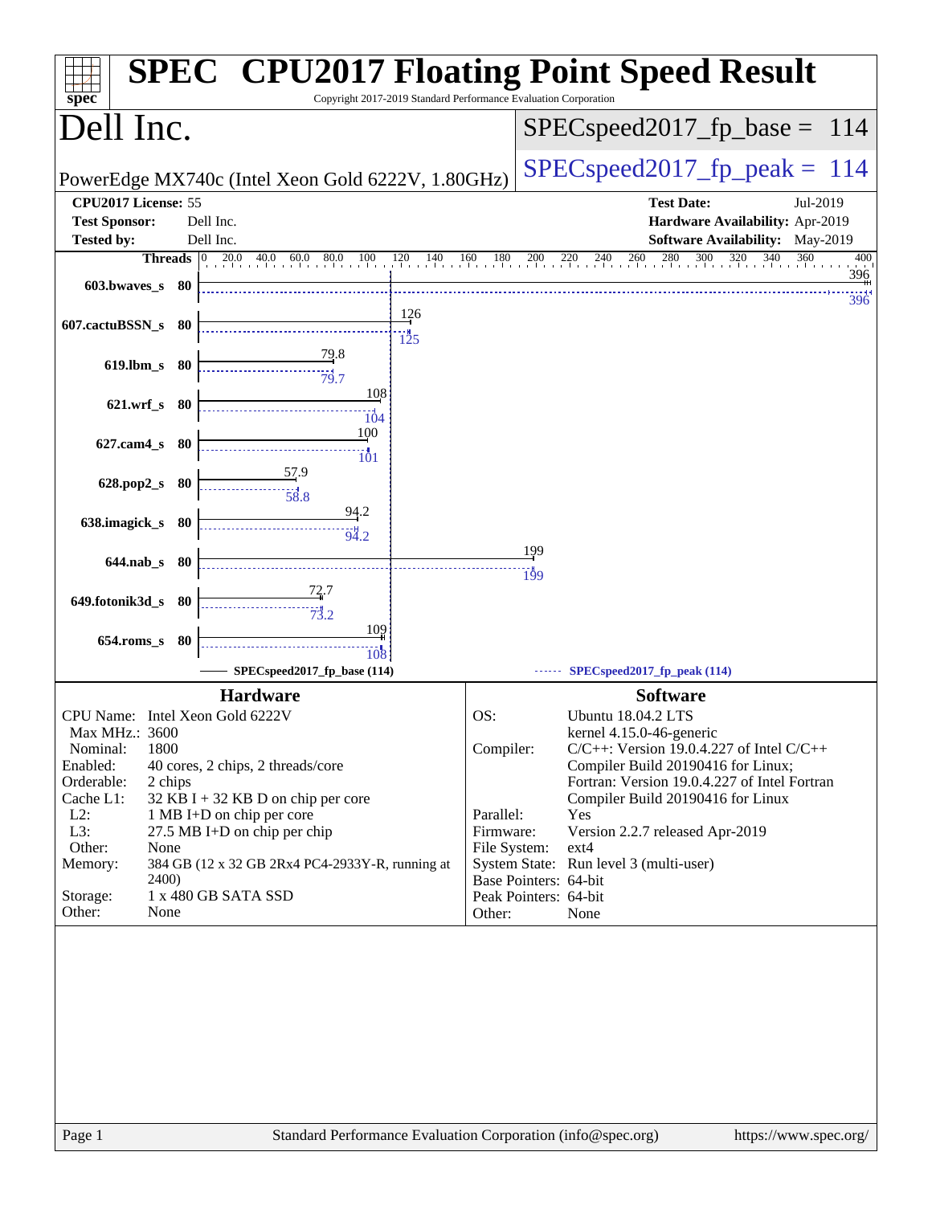# SPEC CPU2017 Floating Point Speed Result

Copyright 2017-2019 Standard Performance Evaluation Corporation

## Dell Inc.

PowerEdge MX740c (Intel Xeon Gold 6222V, 1.80GHz)

SPECspeed2017_fp_base = 114

SPECspeed2017_fp_peak = 114

| | | | |
|---|---|---|---|
| **CPU2017 License:** | 55 | **Test Date:** | Jul-2019 |
| **Test Sponsor:** | Dell Inc. | **Hardware Availability:** | Apr-2019 |
| **Tested by:** | Dell Inc. | **Software Availability:** | May-2019 |

| Benchmark | Threads | Base | Peak |
|---|---|---|---|
| 603.bwaves_s | 80 | 396 | 396 |
| 607.cactuBSSN_s | 80 | 126 | 125 |
| 619.lbm_s | 80 | 79.8 | 79.7 |
| 621.wrf_s | 80 | 108 | 104 |
| 627.cam4_s | 80 | 100 | 101 |
| 628.pop2_s | 80 | 57.9 | 58.8 |
| 638.imagick_s | 80 | 94.2 | 94.2 |
| 644.nab_s | 80 | 199 | 199 |
| 649.fotonik3d_s | 80 | 72.7 | 73.2 |
| 654.roms_s | 80 | 109 | 108 |

SPECspeed2017_fp_base (114) — SPECspeed2017_fp_peak (114)

### Hardware

| | |
|---|---|
| CPU Name: | Intel Xeon Gold 6222V |
| Max MHz.: | 3600 |
| Nominal: | 1800 |
| Enabled: | 40 cores, 2 chips, 2 threads/core |
| Orderable: | 2 chips |
| Cache L1: | 32 KB I + 32 KB D on chip per core |
| L2: | 1 MB I+D on chip per core |
| L3: | 27.5 MB I+D on chip per chip |
| Other: | None |
| Memory: | 384 GB (12 x 32 GB 2Rx4 PC4-2933Y-R, running at 2400) |
| Storage: | 1 x 480 GB SATA SSD |
| Other: | None |

### Software

| | |
|---|---|
| OS: | Ubuntu 18.04.2 LTS kernel 4.15.0-46-generic |
| Compiler: | C/C++: Version 19.0.4.227 of Intel C/C++ Compiler Build 20190416 for Linux; Fortran: Version 19.0.4.227 of Intel Fortran Compiler Build 20190416 for Linux |
| Parallel: | Yes |
| Firmware: | Version 2.2.7 released Apr-2019 |
| File System: | ext4 |
| System State: | Run level 3 (multi-user) |
| Base Pointers: | 64-bit |
| Peak Pointers: | 64-bit |
| Other: | None |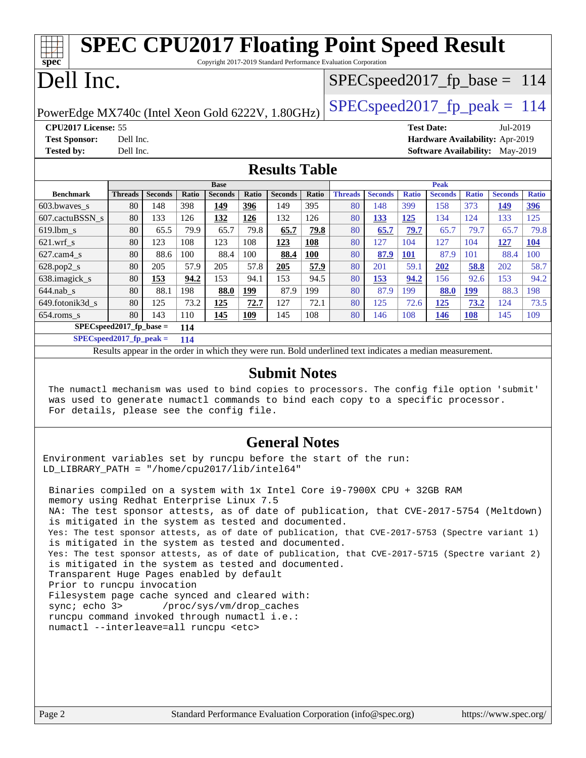# SPEC CPU2017 Floating Point Speed Result

Copyright 2017-2019 Standard Performance Evaluation Corporation

# Dell Inc.

PowerEdge MX740c (Intel Xeon Gold 6222V, 1.80GHz)

SPECspeed2017_fp_base = 114

SPECspeed2017_fp_peak = 114

**CPU2017 License:** 55
**Test Sponsor:** Dell Inc.
**Tested by:** Dell Inc.

**Test Date:** Jul-2019
**Hardware Availability:** Apr-2019
**Software Availability:** May-2019

## Results Table

| Benchmark | Base | | | | | | | Peak | | | | | | |
|---|---|---|---|---|---|---|---|---|---|---|---|---|---|---|
| | Threads | Seconds | Ratio | Seconds | Ratio | Seconds | Ratio | Threads | Seconds | Ratio | Seconds | Ratio | Seconds | Ratio |
| 603.bwaves_s | 80 | 148 | 398 | **149** | **396** | 149 | 395 | 80 | 148 | 399 | 158 | 373 | **149** | **396** |
| 607.cactuBSSN_s | 80 | 133 | 126 | **132** | **126** | 132 | 126 | 80 | **133** | **125** | 134 | 124 | 133 | 125 |
| 619.lbm_s | 80 | 65.5 | 79.9 | 65.7 | 79.8 | **65.7** | **79.8** | 80 | **65.7** | **79.7** | 65.7 | 79.7 | 65.7 | 79.8 |
| 621.wrf_s | 80 | 123 | 108 | 123 | 108 | **123** | **108** | 80 | 127 | 104 | 127 | 104 | **127** | **104** |
| 627.cam4_s | 80 | 88.6 | 100 | 88.4 | 100 | **88.4** | **100** | 80 | **87.9** | **101** | 87.9 | 101 | 88.4 | 100 |
| 628.pop2_s | 80 | 205 | 57.9 | 205 | 57.8 | **205** | **57.9** | 80 | 201 | 59.1 | **202** | **58.8** | 202 | 58.7 |
| 638.imagick_s | 80 | **153** | **94.2** | 153 | 94.1 | 153 | 94.5 | 80 | **153** | **94.2** | 156 | 92.6 | 153 | 94.2 |
| 644.nab_s | 80 | 88.1 | 198 | **88.0** | **199** | 87.9 | 199 | 80 | 87.9 | 199 | **88.0** | **199** | 88.3 | 198 |
| 649.fotonik3d_s | 80 | 125 | 73.2 | **125** | **72.7** | 127 | 72.1 | 80 | 125 | 72.6 | **125** | **73.2** | 124 | 73.5 |
| 654.roms_s | 80 | 143 | 110 | **145** | **109** | 145 | 108 | 80 | 146 | 108 | **146** | **108** | 145 | 109 |

**SPECspeed2017_fp_base = 114**

**SPECspeed2017_fp_peak = 114**

Results appear in the order in which they were run. Bold underlined text indicates a median measurement.

## Submit Notes

The numactl mechanism was used to bind copies to processors. The config file option 'submit' was used to generate numactl commands to bind each copy to a specific processor. For details, please see the config file.

## General Notes

```
Environment variables set by runcpu before the start of the run:
LD_LIBRARY_PATH = "/home/cpu2017/lib/intel64"

 Binaries compiled on a system with 1x Intel Core i9-7900X CPU + 32GB RAM
 memory using Redhat Enterprise Linux 7.5
 NA: The test sponsor attests, as of date of publication, that CVE-2017-5754 (Meltdown)
 is mitigated in the system as tested and documented.
 Yes: The test sponsor attests, as of date of publication, that CVE-2017-5753 (Spectre variant 1)
 is mitigated in the system as tested and documented.
 Yes: The test sponsor attests, as of date of publication, that CVE-2017-5715 (Spectre variant 2)
 is mitigated in the system as tested and documented.
 Transparent Huge Pages enabled by default
 Prior to runcpu invocation
 Filesystem page cache synced and cleared with:
 sync; echo 3>       /proc/sys/vm/drop_caches
 runcpu command invoked through numactl i.e.:
 numactl --interleave=all runcpu <etc>
```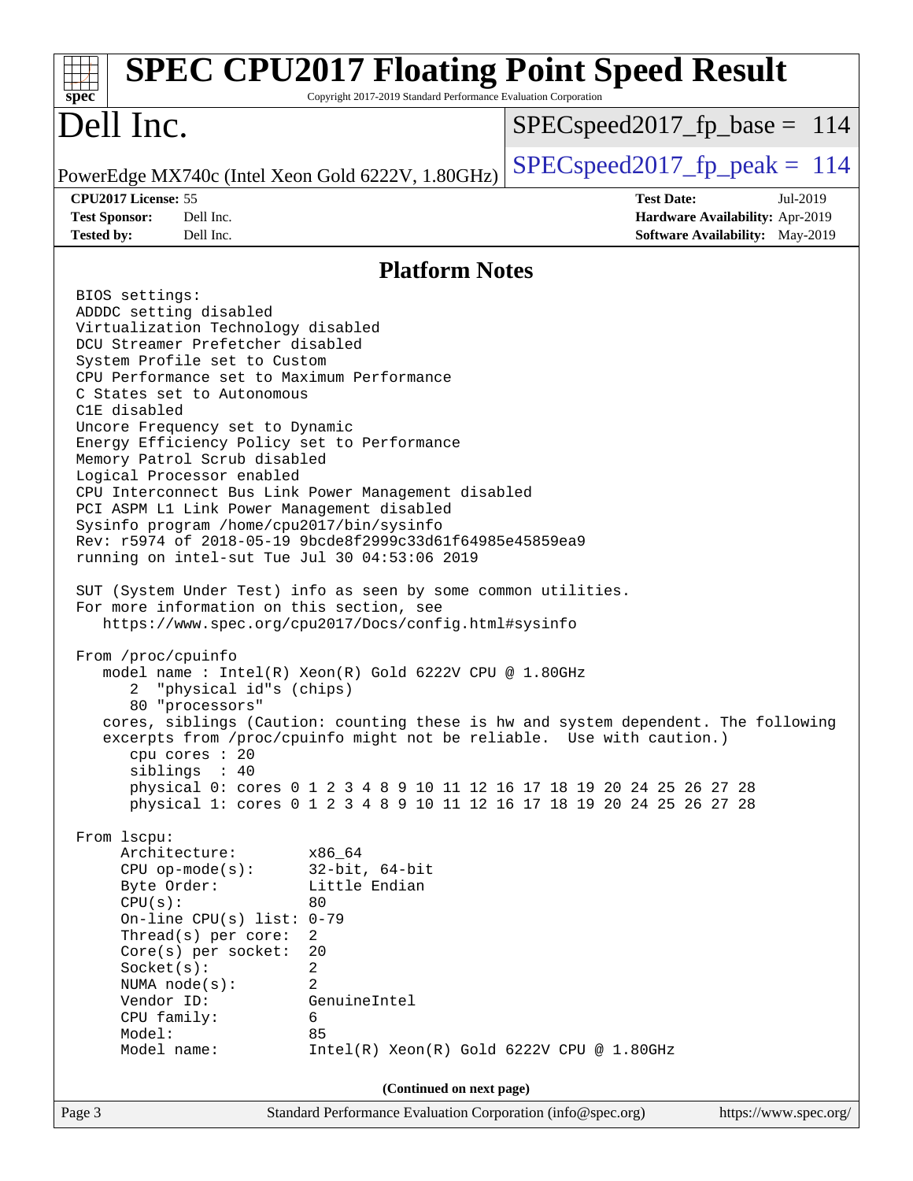# SPEC CPU2017 Floating Point Speed Result

Copyright 2017-2019 Standard Performance Evaluation Corporation

# Dell Inc.

PowerEdge MX740c (Intel Xeon Gold 6222V, 1.80GHz)

SPECspeed2017_fp_base = 114

SPECspeed2017_fp_peak = 114

**CPU2017 License:** 55
**Test Sponsor:** Dell Inc.
**Tested by:** Dell Inc.

**Test Date:** Jul-2019
**Hardware Availability:** Apr-2019
**Software Availability:** May-2019

## Platform Notes

```
BIOS settings:
ADDDC setting disabled
Virtualization Technology disabled
DCU Streamer Prefetcher disabled
System Profile set to Custom
CPU Performance set to Maximum Performance
C States set to Autonomous
C1E disabled
Uncore Frequency set to Dynamic
Energy Efficiency Policy set to Performance
Memory Patrol Scrub disabled
Logical Processor enabled
CPU Interconnect Bus Link Power Management disabled
PCI ASPM L1 Link Power Management disabled
Sysinfo program /home/cpu2017/bin/sysinfo
Rev: r5974 of 2018-05-19 9bcde8f2999c33d61f64985e45859ea9
running on intel-sut Tue Jul 30 04:53:06 2019

SUT (System Under Test) info as seen by some common utilities.
For more information on this section, see
   https://www.spec.org/cpu2017/Docs/config.html#sysinfo

From /proc/cpuinfo
   model name : Intel(R) Xeon(R) Gold 6222V CPU @ 1.80GHz
      2  "physical id"s (chips)
      80 "processors"
   cores, siblings (Caution: counting these is hw and system dependent. The following
   excerpts from /proc/cpuinfo might not be reliable.  Use with caution.)
      cpu cores : 20
      siblings  : 40
      physical 0: cores 0 1 2 3 4 8 9 10 11 12 16 17 18 19 20 24 25 26 27 28
      physical 1: cores 0 1 2 3 4 8 9 10 11 12 16 17 18 19 20 24 25 26 27 28

From lscpu:
     Architecture:        x86_64
     CPU op-mode(s):      32-bit, 64-bit
     Byte Order:          Little Endian
     CPU(s):              80
     On-line CPU(s) list: 0-79
     Thread(s) per core:  2
     Core(s) per socket:  20
     Socket(s):           2
     NUMA node(s):        2
     Vendor ID:           GenuineIntel
     CPU family:          6
     Model:               85
     Model name:          Intel(R) Xeon(R) Gold 6222V CPU @ 1.80GHz
```

**(Continued on next page)**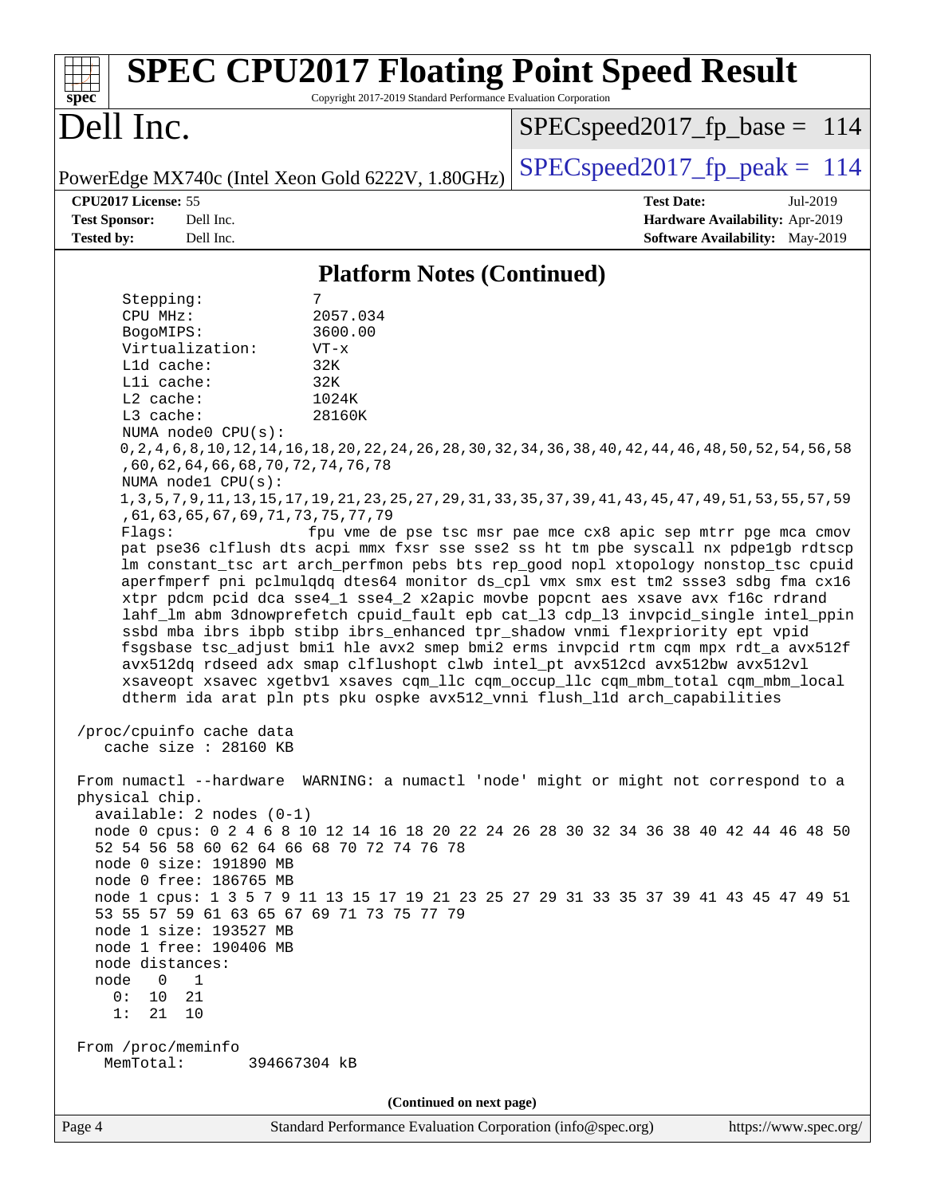# Dell Inc.

PowerEdge MX740c (Intel Xeon Gold 6222V, 1.80GHz)

SPECspeed2017_fp_base = 114

SPECspeed2017_fp_peak = 114

**CPU2017 License:** 55
**Test Sponsor:** Dell Inc.
**Tested by:** Dell Inc.

**Test Date:** Jul-2019
**Hardware Availability:** Apr-2019
**Software Availability:** May-2019

## Platform Notes (Continued)

```
    Stepping:              7
    CPU MHz:               2057.034
    BogoMIPS:              3600.00
    Virtualization:        VT-x
    L1d cache:             32K
    L1i cache:             32K
    L2 cache:              1024K
    L3 cache:              28160K
    NUMA node0 CPU(s):
    0,2,4,6,8,10,12,14,16,18,20,22,24,26,28,30,32,34,36,38,40,42,44,46,48,50,52,54,56,58
    ,60,62,64,66,68,70,72,74,76,78
    NUMA node1 CPU(s):
    1,3,5,7,9,11,13,15,17,19,21,23,25,27,29,31,33,35,37,39,41,43,45,47,49,51,53,55,57,59
    ,61,63,65,67,69,71,73,75,77,79
    Flags:                 fpu vme de pse tsc msr pae mce cx8 apic sep mtrr pge mca cmov
    pat pse36 clflush dts acpi mmx fxsr sse sse2 ss ht tm pbe syscall nx pdpe1gb rdtscp
    lm constant_tsc art arch_perfmon pebs bts rep_good nopl xtopology nonstop_tsc cpuid
    aperfmperf pni pclmulqdq dtes64 monitor ds_cpl vmx smx est tm2 ssse3 sdbg fma cx16
    xtpr pdcm pcid dca sse4_1 sse4_2 x2apic movbe popcnt aes xsave avx f16c rdrand
    lahf_lm abm 3dnowprefetch cpuid_fault epb cat_l3 cdp_l3 invpcid_single intel_ppin
    ssbd mba ibrs ibpb stibp ibrs_enhanced tpr_shadow vnmi flexpriority ept vpid
    fsgsbase tsc_adjust bmi1 hle avx2 smep bmi2 erms invpcid rtm cqm mpx rdt_a avx512f
    avx512dq rdseed adx smap clflushopt clwb intel_pt avx512cd avx512bw avx512vl
    xsaveopt xsavec xgetbv1 xsaves cqm_llc cqm_occup_llc cqm_mbm_total cqm_mbm_local
    dtherm ida arat pln pts pku ospke avx512_vnni flush_l1d arch_capabilities

 /proc/cpuinfo cache data
    cache size : 28160 KB

 From numactl --hardware  WARNING: a numactl 'node' might or might not correspond to a
 physical chip.
   available: 2 nodes (0-1)
   node 0 cpus: 0 2 4 6 8 10 12 14 16 18 20 22 24 26 28 30 32 34 36 38 40 42 44 46 48 50
   52 54 56 58 60 62 64 66 68 70 72 74 76 78
   node 0 size: 191890 MB
   node 0 free: 186765 MB
   node 1 cpus: 1 3 5 7 9 11 13 15 17 19 21 23 25 27 29 31 33 35 37 39 41 43 45 47 49 51
   53 55 57 59 61 63 65 67 69 71 73 75 77 79
   node 1 size: 193527 MB
   node 1 free: 190406 MB
   node distances:
   node   0   1
     0:  10  21
     1:  21  10

 From /proc/meminfo
    MemTotal:       394667304 kB
```

**(Continued on next page)**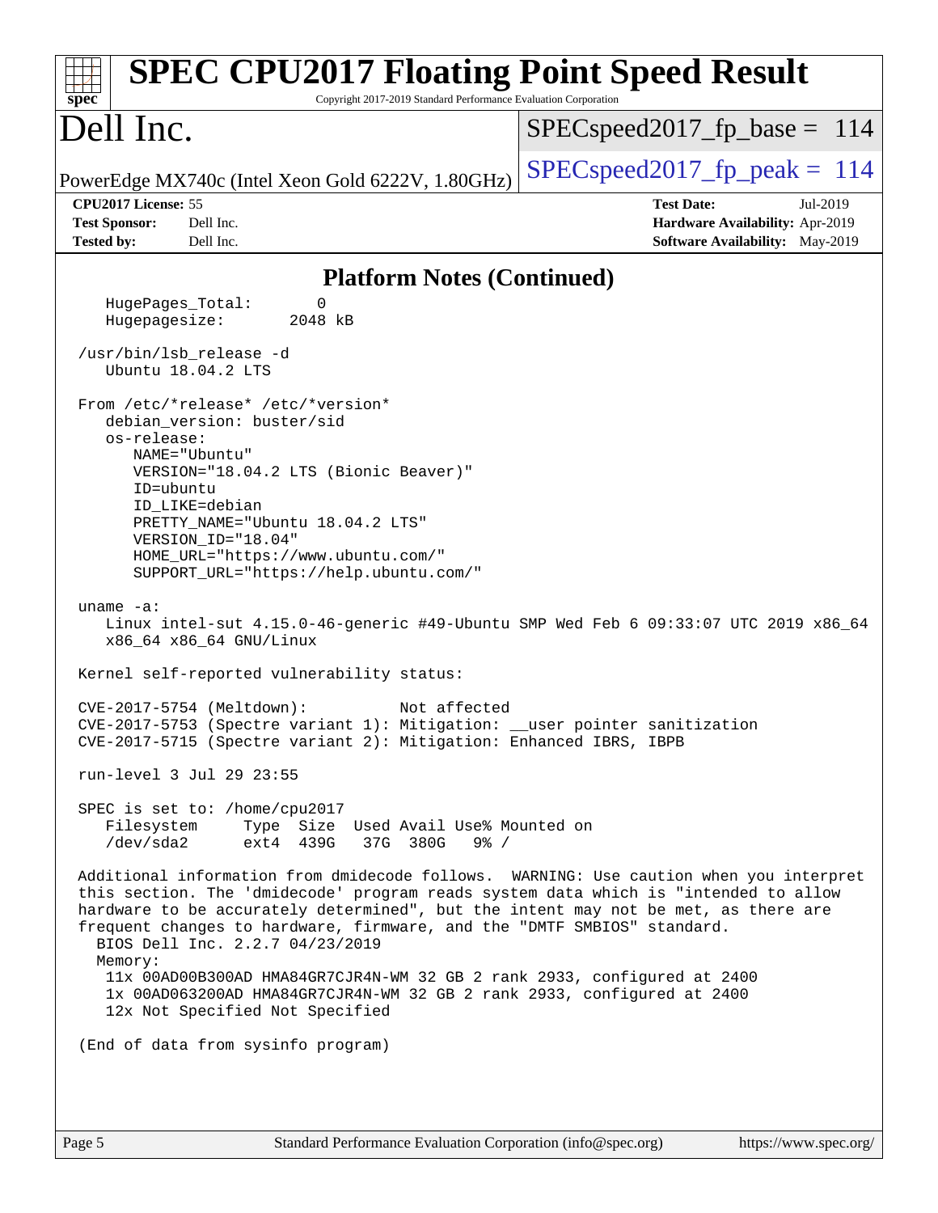# SPEC CPU2017 Floating Point Speed Result

Copyright 2017-2019 Standard Performance Evaluation Corporation

# Dell Inc.

PowerEdge MX740c (Intel Xeon Gold 6222V, 1.80GHz)

SPECspeed2017_fp_base = 114

SPECspeed2017_fp_peak = 114

**CPU2017 License:** 55
**Test Sponsor:** Dell Inc.
**Tested by:** Dell Inc.

**Test Date:** Jul-2019
**Hardware Availability:** Apr-2019
**Software Availability:** May-2019

## Platform Notes (Continued)

```
   HugePages_Total:       0
   Hugepagesize:       2048 kB

 /usr/bin/lsb_release -d
    Ubuntu 18.04.2 LTS

 From /etc/*release* /etc/*version*
    debian_version: buster/sid
    os-release:
       NAME="Ubuntu"
       VERSION="18.04.2 LTS (Bionic Beaver)"
       ID=ubuntu
       ID_LIKE=debian
       PRETTY_NAME="Ubuntu 18.04.2 LTS"
       VERSION_ID="18.04"
       HOME_URL="https://www.ubuntu.com/"
       SUPPORT_URL="https://help.ubuntu.com/"

 uname -a:
    Linux intel-sut 4.15.0-46-generic #49-Ubuntu SMP Wed Feb 6 09:33:07 UTC 2019 x86_64
    x86_64 x86_64 GNU/Linux

 Kernel self-reported vulnerability status:

 CVE-2017-5754 (Meltdown):          Not affected
 CVE-2017-5753 (Spectre variant 1): Mitigation: __user pointer sanitization
 CVE-2017-5715 (Spectre variant 2): Mitigation: Enhanced IBRS, IBPB

 run-level 3 Jul 29 23:55

 SPEC is set to: /home/cpu2017
    Filesystem     Type  Size  Used Avail Use% Mounted on
    /dev/sda2      ext4  439G   37G  380G   9% /

 Additional information from dmidecode follows.  WARNING: Use caution when you interpret
 this section. The 'dmidecode' program reads system data which is "intended to allow
 hardware to be accurately determined", but the intent may not be met, as there are
 frequent changes to hardware, firmware, and the "DMTF SMBIOS" standard.
   BIOS Dell Inc. 2.2.7 04/23/2019
   Memory:
    11x 00AD00B300AD HMA84GR7CJR4N-WM 32 GB 2 rank 2933, configured at 2400
    1x 00AD063200AD HMA84GR7CJR4N-WM 32 GB 2 rank 2933, configured at 2400
    12x Not Specified Not Specified

 (End of data from sysinfo program)
```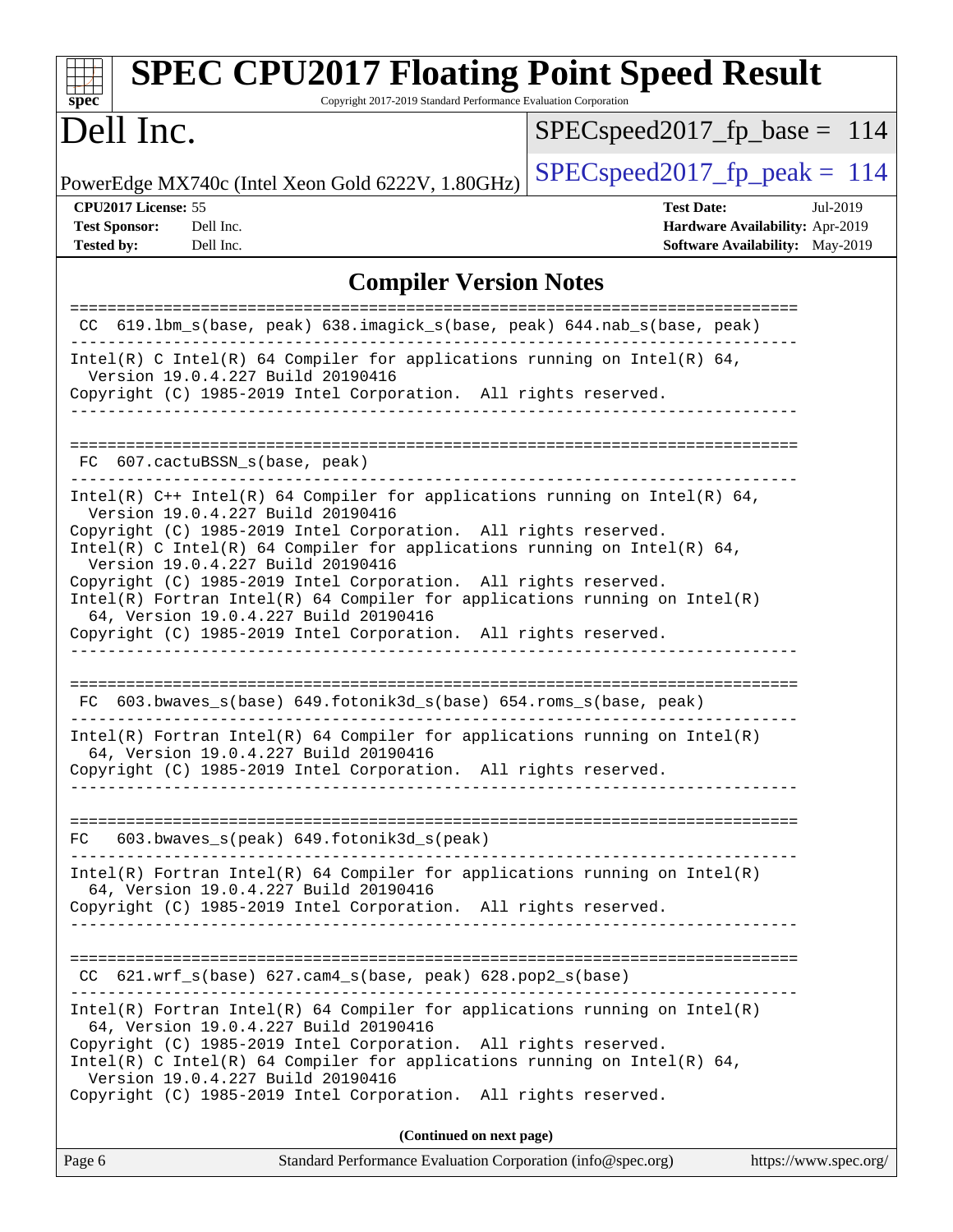## Compiler Version Notes

```
==============================================================================
 CC  619.lbm_s(base, peak) 638.imagick_s(base, peak) 644.nab_s(base, peak)
------------------------------------------------------------------------------
Intel(R) C Intel(R) 64 Compiler for applications running on Intel(R) 64,
  Version 19.0.4.227 Build 20190416
Copyright (C) 1985-2019 Intel Corporation.  All rights reserved.
------------------------------------------------------------------------------

==============================================================================
 FC  607.cactuBSSN_s(base, peak)
------------------------------------------------------------------------------
Intel(R) C++ Intel(R) 64 Compiler for applications running on Intel(R) 64,
  Version 19.0.4.227 Build 20190416
Copyright (C) 1985-2019 Intel Corporation.  All rights reserved.
Intel(R) C Intel(R) 64 Compiler for applications running on Intel(R) 64,
  Version 19.0.4.227 Build 20190416
Copyright (C) 1985-2019 Intel Corporation.  All rights reserved.
Intel(R) Fortran Intel(R) 64 Compiler for applications running on Intel(R)
  64, Version 19.0.4.227 Build 20190416
Copyright (C) 1985-2019 Intel Corporation.  All rights reserved.
------------------------------------------------------------------------------

==============================================================================
 FC  603.bwaves_s(base) 649.fotonik3d_s(base) 654.roms_s(base, peak)
------------------------------------------------------------------------------
Intel(R) Fortran Intel(R) 64 Compiler for applications running on Intel(R)
  64, Version 19.0.4.227 Build 20190416
Copyright (C) 1985-2019 Intel Corporation.  All rights reserved.
------------------------------------------------------------------------------

==============================================================================
 FC   603.bwaves_s(peak) 649.fotonik3d_s(peak)
------------------------------------------------------------------------------
Intel(R) Fortran Intel(R) 64 Compiler for applications running on Intel(R)
  64, Version 19.0.4.227 Build 20190416
Copyright (C) 1985-2019 Intel Corporation.  All rights reserved.
------------------------------------------------------------------------------

==============================================================================
 CC  621.wrf_s(base) 627.cam4_s(base, peak) 628.pop2_s(base)
------------------------------------------------------------------------------
Intel(R) Fortran Intel(R) 64 Compiler for applications running on Intel(R)
  64, Version 19.0.4.227 Build 20190416
Copyright (C) 1985-2019 Intel Corporation.  All rights reserved.
Intel(R) C Intel(R) 64 Compiler for applications running on Intel(R) 64,
  Version 19.0.4.227 Build 20190416
Copyright (C) 1985-2019 Intel Corporation.  All rights reserved.
```

**(Continued on next page)**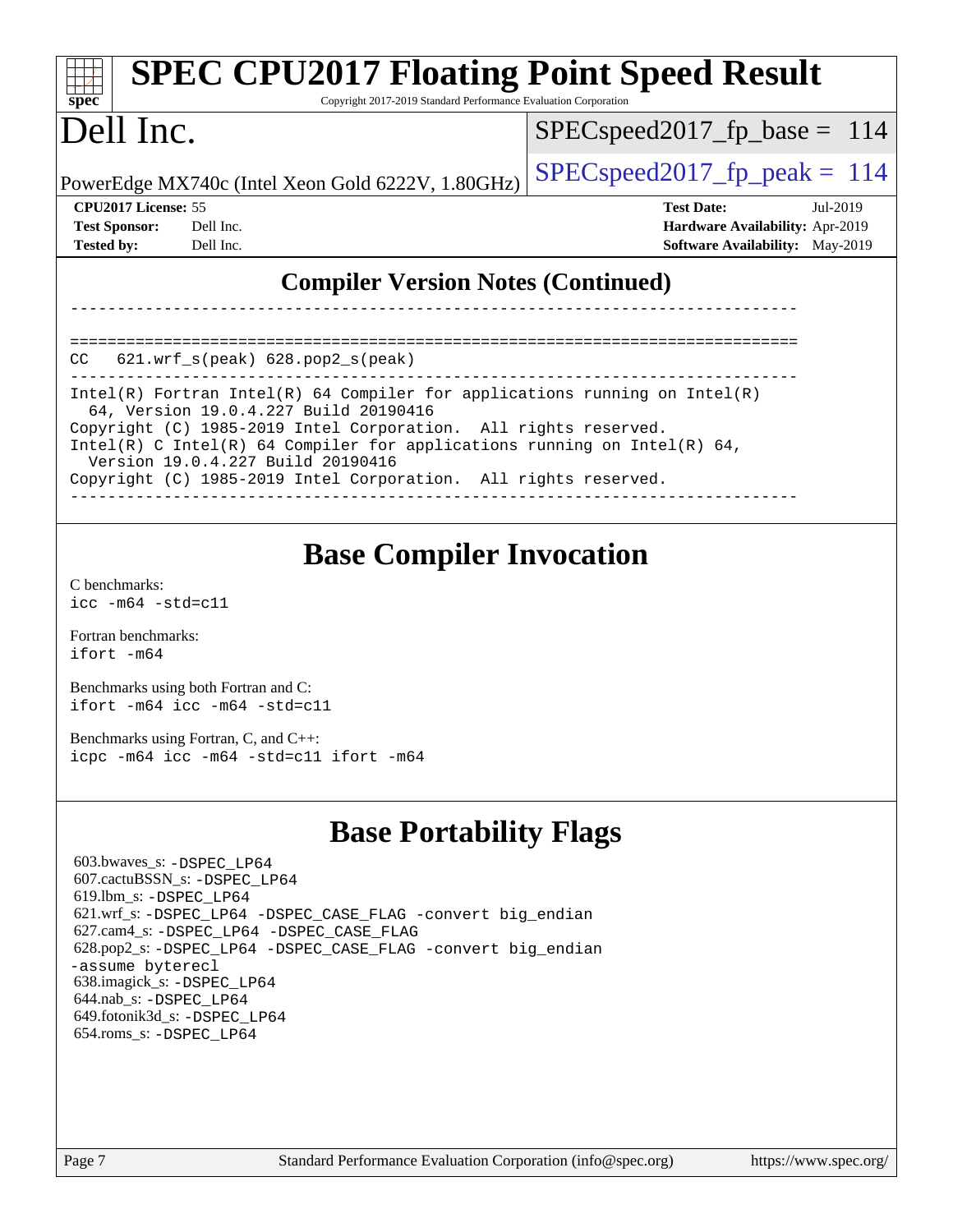# SPEC CPU2017 Floating Point Speed Result

Copyright 2017-2019 Standard Performance Evaluation Corporation

# Dell Inc.

PowerEdge MX740c (Intel Xeon Gold 6222V, 1.80GHz)

SPECspeed2017_fp_base = 114

SPECspeed2017_fp_peak = 114

**CPU2017 License:** 55
**Test Sponsor:** Dell Inc.
**Tested by:** Dell Inc.

**Test Date:** Jul-2019
**Hardware Availability:** Apr-2019
**Software Availability:** May-2019

## Compiler Version Notes (Continued)

```
------------------------------------------------------------------------------

==============================================================================
CC  621.wrf_s(peak) 628.pop2_s(peak)
------------------------------------------------------------------------------
Intel(R) Fortran Intel(R) 64 Compiler for applications running on Intel(R)
  64, Version 19.0.4.227 Build 20190416
Copyright (C) 1985-2019 Intel Corporation.  All rights reserved.
Intel(R) C Intel(R) 64 Compiler for applications running on Intel(R) 64,
  Version 19.0.4.227 Build 20190416
Copyright (C) 1985-2019 Intel Corporation.  All rights reserved.
------------------------------------------------------------------------------
```

## Base Compiler Invocation

C benchmarks:
`icc -m64 -std=c11`

Fortran benchmarks:
`ifort -m64`

Benchmarks using both Fortran and C:
`ifort -m64 icc -m64 -std=c11`

Benchmarks using Fortran, C, and C++:
`icpc -m64 icc -m64 -std=c11 ifort -m64`

## Base Portability Flags

603.bwaves_s: -DSPEC_LP64
607.cactuBSSN_s: -DSPEC_LP64
619.lbm_s: -DSPEC_LP64
621.wrf_s: -DSPEC_LP64 -DSPEC_CASE_FLAG -convert big_endian
627.cam4_s: -DSPEC_LP64 -DSPEC_CASE_FLAG
628.pop2_s: -DSPEC_LP64 -DSPEC_CASE_FLAG -convert big_endian -assume byterecl
638.imagick_s: -DSPEC_LP64
644.nab_s: -DSPEC_LP64
649.fotonik3d_s: -DSPEC_LP64
654.roms_s: -DSPEC_LP64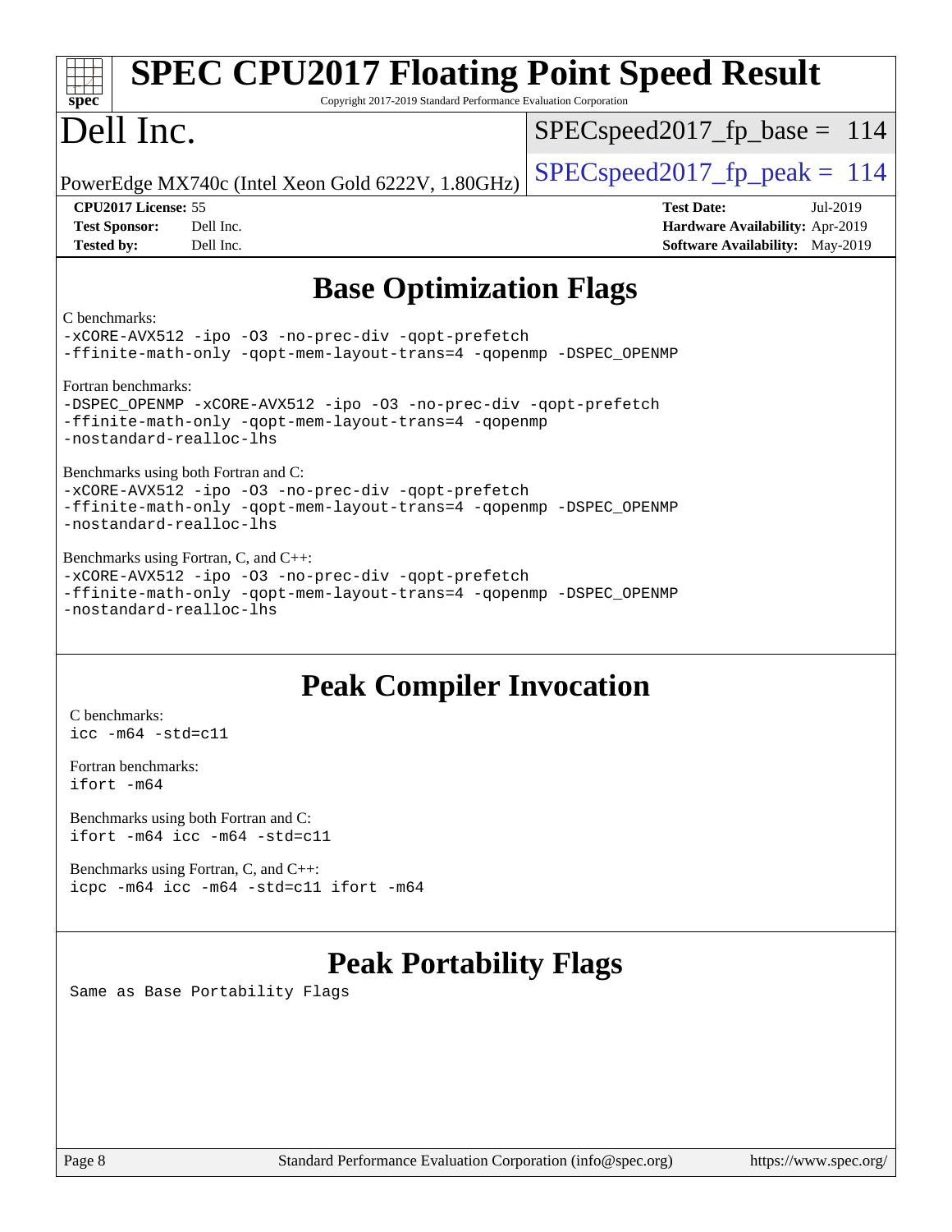## Base Optimization Flags

C benchmarks:
```
-xCORE-AVX512 -ipo -O3 -no-prec-div -qopt-prefetch
-ffinite-math-only -qopt-mem-layout-trans=4 -qopenmp -DSPEC_OPENMP
```

Fortran benchmarks:
```
-DSPEC_OPENMP -xCORE-AVX512 -ipo -O3 -no-prec-div -qopt-prefetch
-ffinite-math-only -qopt-mem-layout-trans=4 -qopenmp
-nostandard-realloc-lhs
```

Benchmarks using both Fortran and C:
```
-xCORE-AVX512 -ipo -O3 -no-prec-div -qopt-prefetch
-ffinite-math-only -qopt-mem-layout-trans=4 -qopenmp -DSPEC_OPENMP
-nostandard-realloc-lhs
```

Benchmarks using Fortran, C, and C++:
```
-xCORE-AVX512 -ipo -O3 -no-prec-div -qopt-prefetch
-ffinite-math-only -qopt-mem-layout-trans=4 -qopenmp -DSPEC_OPENMP
-nostandard-realloc-lhs
```

## Peak Compiler Invocation

C benchmarks:
```
icc -m64 -std=c11
```

Fortran benchmarks:
```
ifort -m64
```

Benchmarks using both Fortran and C:
```
ifort -m64 icc -m64 -std=c11
```

Benchmarks using Fortran, C, and C++:
```
icpc -m64 icc -m64 -std=c11 ifort -m64
```

## Peak Portability Flags

Same as Base Portability Flags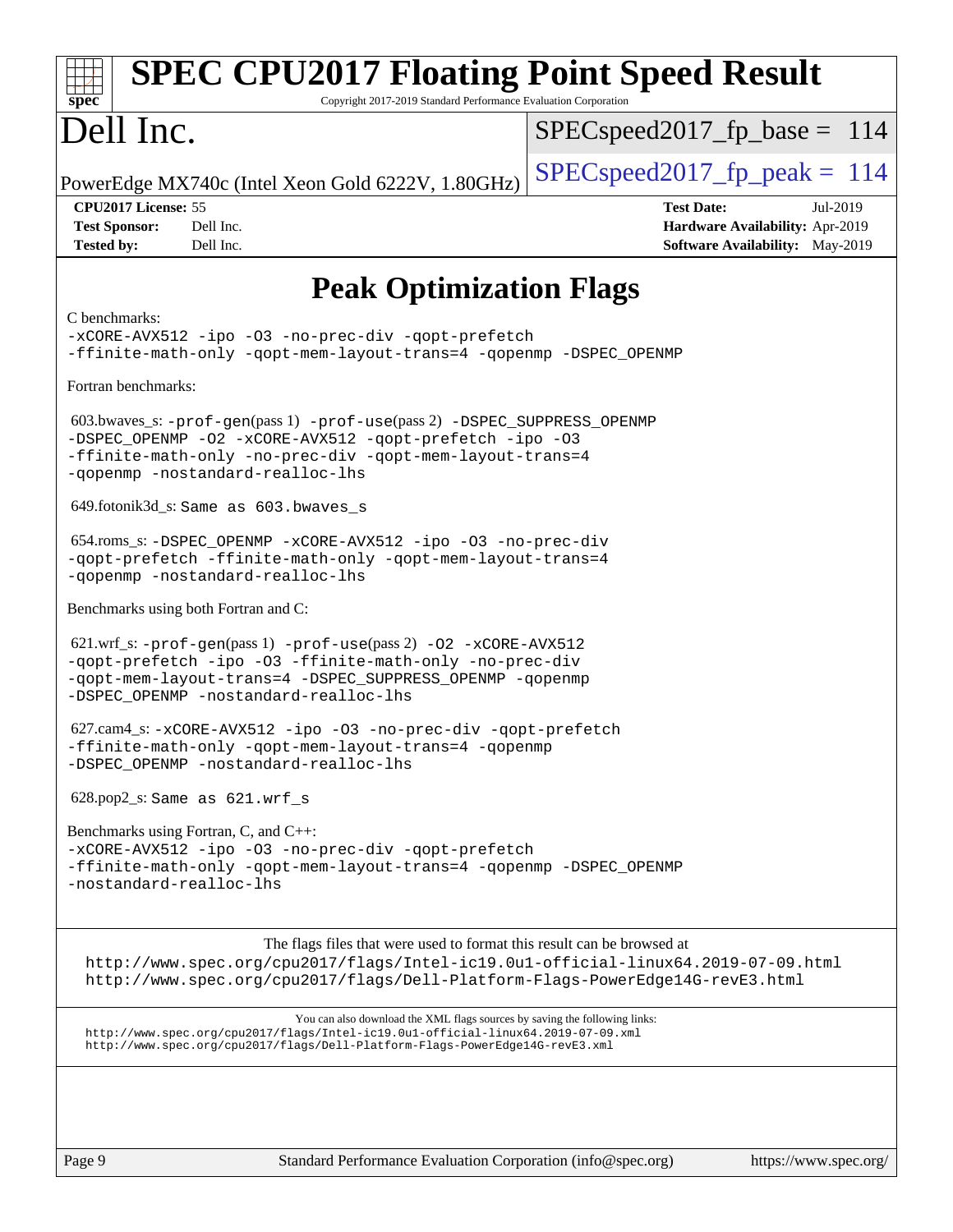# SPEC CPU2017 Floating Point Speed Result

Copyright 2017-2019 Standard Performance Evaluation Corporation

# Dell Inc.

PowerEdge MX740c (Intel Xeon Gold 6222V, 1.80GHz)

SPECspeed2017_fp_base = 114

SPECspeed2017_fp_peak = 114

**CPU2017 License:** 55
**Test Sponsor:** Dell Inc.
**Tested by:** Dell Inc.

**Test Date:** Jul-2019
**Hardware Availability:** Apr-2019
**Software Availability:** May-2019

## Peak Optimization Flags

C benchmarks:

```
-xCORE-AVX512 -ipo -O3 -no-prec-div -qopt-prefetch
-ffinite-math-only -qopt-mem-layout-trans=4 -qopenmp -DSPEC_OPENMP
```

Fortran benchmarks:

603.bwaves_s: `-prof-gen`(pass 1) `-prof-use`(pass 2) `-DSPEC_SUPPRESS_OPENMP -DSPEC_OPENMP -O2 -xCORE-AVX512 -qopt-prefetch -ipo -O3 -ffinite-math-only -no-prec-div -qopt-mem-layout-trans=4 -qopenmp -nostandard-realloc-lhs`

649.fotonik3d_s: Same as 603.bwaves_s

654.roms_s: `-DSPEC_OPENMP -xCORE-AVX512 -ipo -O3 -no-prec-div -qopt-prefetch -ffinite-math-only -qopt-mem-layout-trans=4 -qopenmp -nostandard-realloc-lhs`

Benchmarks using both Fortran and C:

621.wrf_s: `-prof-gen`(pass 1) `-prof-use`(pass 2) `-O2 -xCORE-AVX512 -qopt-prefetch -ipo -O3 -ffinite-math-only -no-prec-div -qopt-mem-layout-trans=4 -DSPEC_SUPPRESS_OPENMP -qopenmp -DSPEC_OPENMP -nostandard-realloc-lhs`

627.cam4_s: `-xCORE-AVX512 -ipo -O3 -no-prec-div -qopt-prefetch -ffinite-math-only -qopt-mem-layout-trans=4 -qopenmp -DSPEC_OPENMP -nostandard-realloc-lhs`

628.pop2_s: Same as 621.wrf_s

Benchmarks using Fortran, C, and C++:

```
-xCORE-AVX512 -ipo -O3 -no-prec-div -qopt-prefetch
-ffinite-math-only -qopt-mem-layout-trans=4 -qopenmp -DSPEC_OPENMP
-nostandard-realloc-lhs
```

The flags files that were used to format this result can be browsed at
http://www.spec.org/cpu2017/flags/Intel-ic19.0u1-official-linux64.2019-07-09.html
http://www.spec.org/cpu2017/flags/Dell-Platform-Flags-PowerEdge14G-revE3.html

You can also download the XML flags sources by saving the following links:
http://www.spec.org/cpu2017/flags/Intel-ic19.0u1-official-linux64.2019-07-09.xml
http://www.spec.org/cpu2017/flags/Dell-Platform-Flags-PowerEdge14G-revE3.xml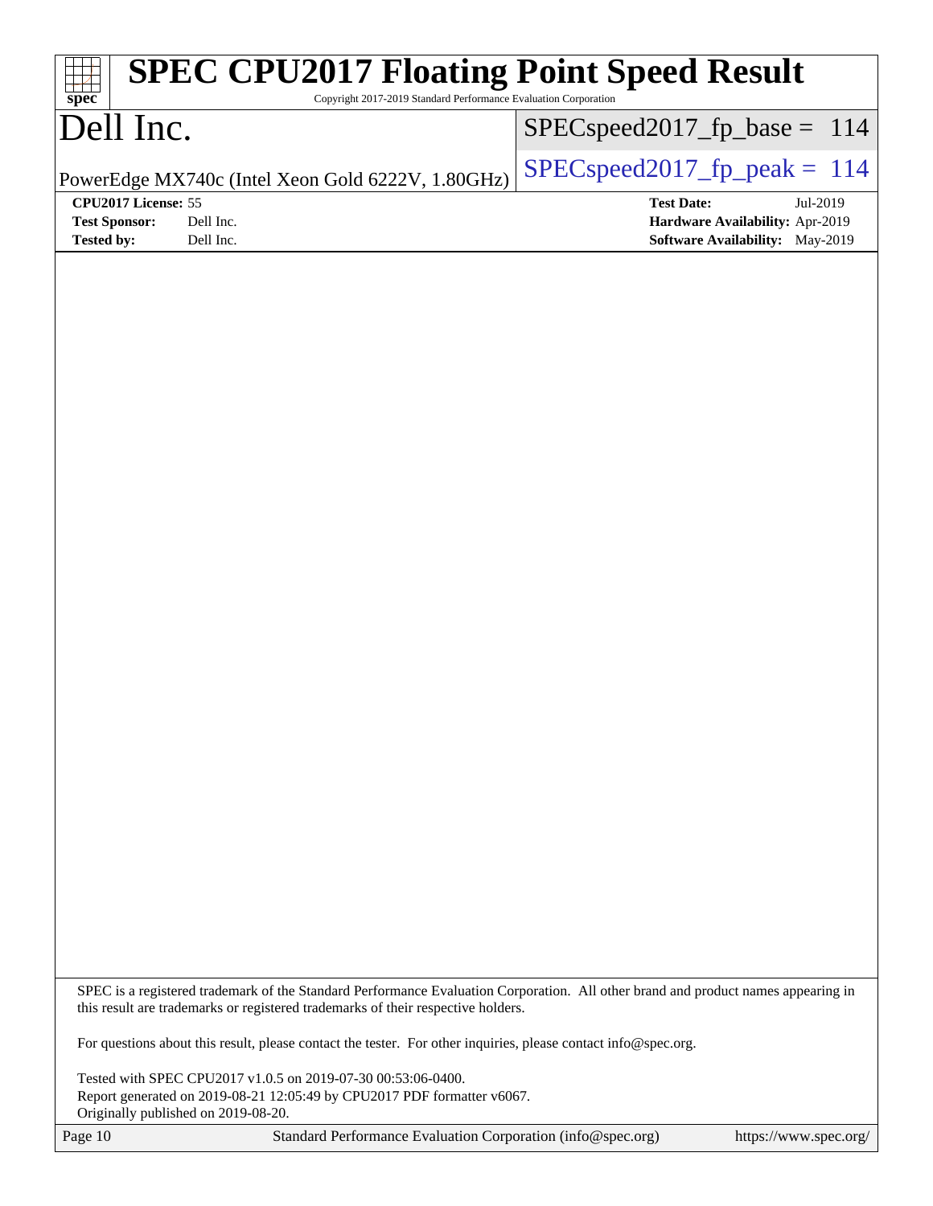SPEC is a registered trademark of the Standard Performance Evaluation Corporation. All other brand and product names appearing in this result are trademarks or registered trademarks of their respective holders.

For questions about this result, please contact the tester. For other inquiries, please contact info@spec.org.

Tested with SPEC CPU2017 v1.0.5 on 2019-07-30 00:53:06-0400.
Report generated on 2019-08-21 12:05:49 by CPU2017 PDF formatter v6067.
Originally published on 2019-08-20.